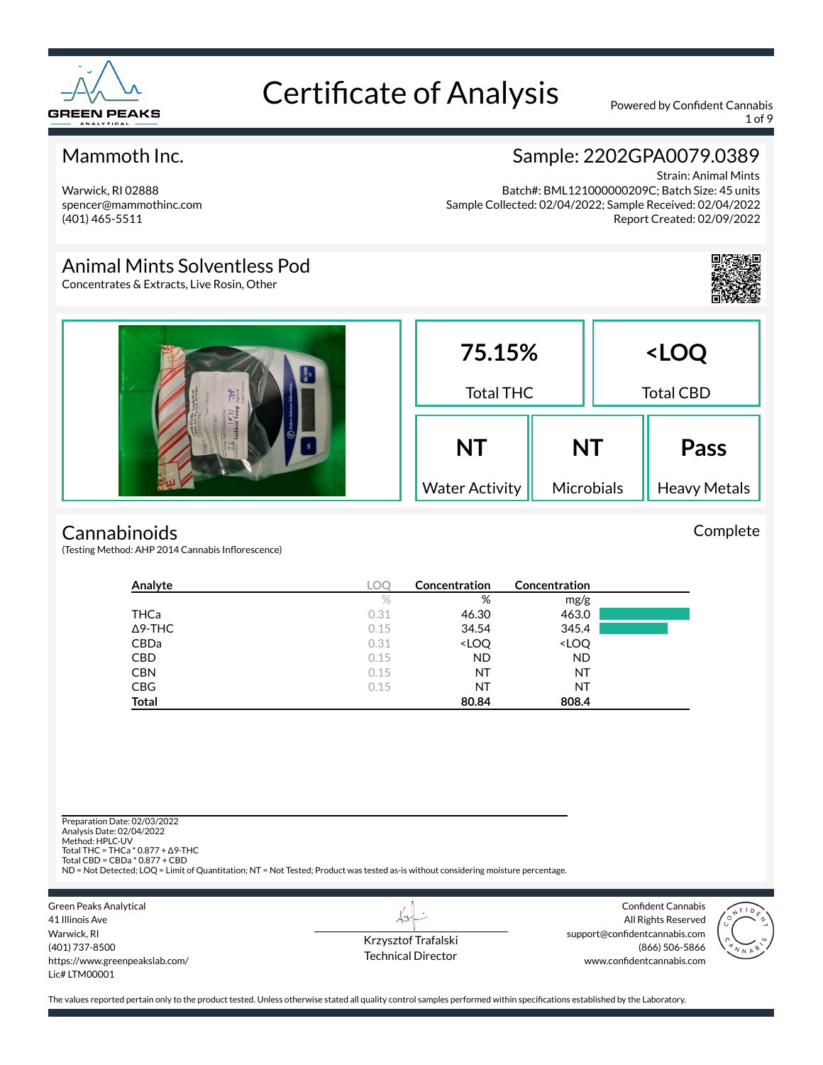# Certificate of Analysis

Powered by Confident Cannabis

## Mammoth Inc.

Warwick, RI 02888
spencer@mammothinc.com
(401) 465-5511

## Sample: 2202GPA0079.0389

Strain: Animal Mints
Batch#: BML121000000209C; Batch Size: 45 units
Sample Collected: 02/04/2022; Sample Received: 02/04/2022
Report Created: 02/09/2022

## Animal Mints Solventless Pod

Concentrates & Extracts, Live Rosin, Other

| 75.15% | <LOQ |
|---|---|
| Total THC | Total CBD |

| NT | NT | Pass |
|---|---|---|
| Water Activity | Microbials | Heavy Metals |

## Cannabinoids

Complete

(Testing Method: AHP 2014 Cannabis Inflorescence)

| Analyte | LOQ | Concentration | Concentration |
|---|---|---|---|
| | % | % | mg/g |
| THCa | 0.31 | 46.30 | 463.0 |
| Δ9-THC | 0.15 | 34.54 | 345.4 |
| CBDa | 0.31 | <LOQ | <LOQ |
| CBD | 0.15 | ND | ND |
| CBN | 0.15 | NT | NT |
| CBG | 0.15 | NT | NT |
| **Total** | | **80.84** | **808.4** |

Preparation Date: 02/03/2022
Analysis Date: 02/04/2022
Method: HPLC-UV
Total THC = THCa * 0.877 + Δ9-THC
Total CBD = CBDa * 0.877 + CBD
ND = Not Detected; LOQ = Limit of Quantitation; NT = Not Tested; Product was tested as-is without considering moisture percentage.

Green Peaks Analytical
41 Illinois Ave
Warwick, RI
(401) 737-8500
https://www.greenpeakslab.com/
Lic# LTM00001

Krzysztof Trafalski
Technical Director

Confident Cannabis
All Rights Reserved
support@confidentcannabis.com
(866) 506-5866
www.confidentcannabis.com

The values reported pertain only to the product tested. Unless otherwise stated all quality control samples performed within specifications established by the Laboratory.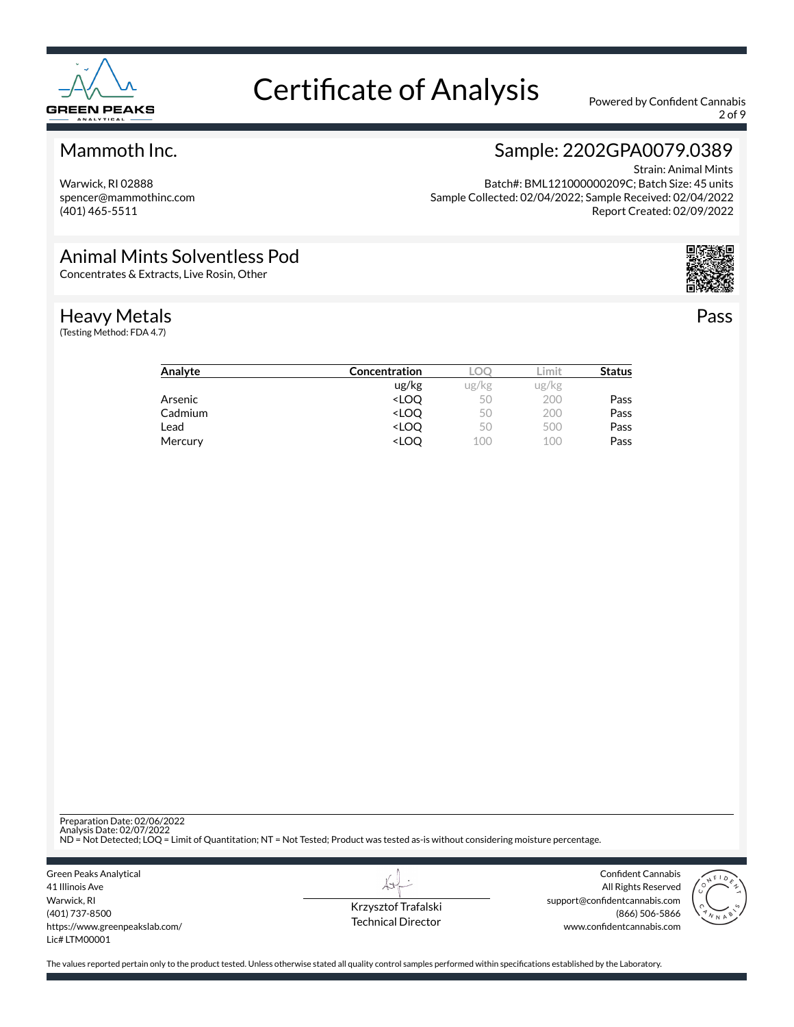# Certificate of Analysis

Powered by Confident Cannabis

## Mammoth Inc.

Warwick, RI 02888
spencer@mammothinc.com
(401) 465-5511

## Sample: 2202GPA0079.0389

Strain: Animal Mints
Batch#: BML121000000209C; Batch Size: 45 units
Sample Collected: 02/04/2022; Sample Received: 02/04/2022
Report Created: 02/09/2022

## Animal Mints Solventless Pod

Concentrates & Extracts, Live Rosin, Other

## Heavy Metals — Pass

(Testing Method: FDA 4.7)

| Analyte | Concentration | LOQ | Limit | Status |
|---|---|---|---|---|
| | ug/kg | ug/kg | ug/kg | |
| Arsenic | <LOQ | 50 | 200 | Pass |
| Cadmium | <LOQ | 50 | 200 | Pass |
| Lead | <LOQ | 50 | 500 | Pass |
| Mercury | <LOQ | 100 | 100 | Pass |

Preparation Date: 02/06/2022
Analysis Date: 02/07/2022
ND = Not Detected; LOQ = Limit of Quantitation; NT = Not Tested; Product was tested as-is without considering moisture percentage.

Green Peaks Analytical
41 Illinois Ave
Warwick, RI
(401) 737-8500
https://www.greenpeakslab.com/
Lic# LTM00001

Krzysztof Trafalski
Technical Director

Confident Cannabis
All Rights Reserved
support@confidentcannabis.com
(866) 506-5866
www.confidentcannabis.com

The values reported pertain only to the product tested. Unless otherwise stated all quality control samples performed within specifications established by the Laboratory.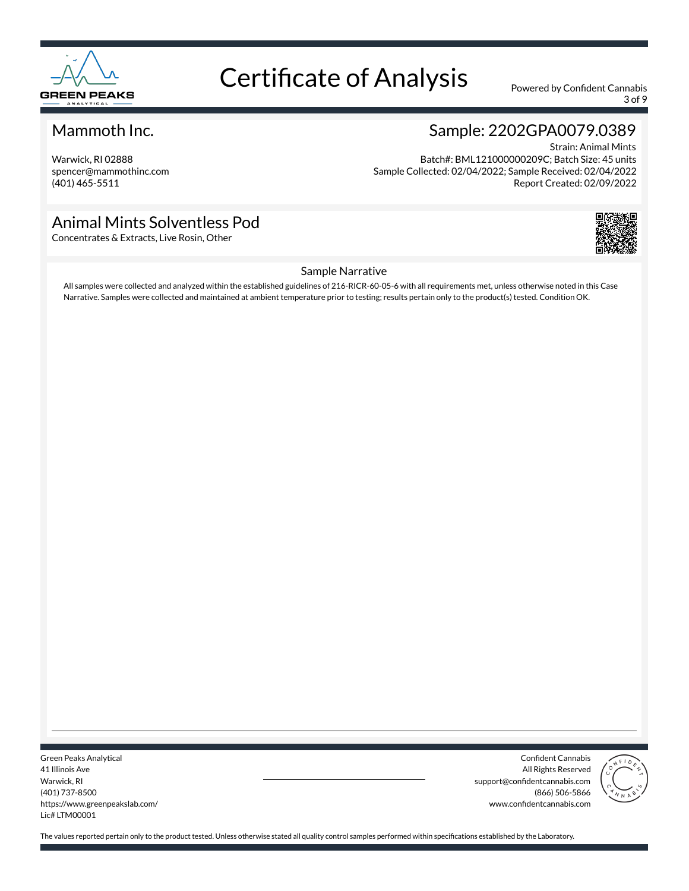# Certificate of Analysis

Powered by Confident Cannabis

## Mammoth Inc.

Warwick, RI 02888
spencer@mammothinc.com
(401) 465-5511

## Sample: 2202GPA0079.0389

Strain: Animal Mints
Batch#: BML121000000209C; Batch Size: 45 units
Sample Collected: 02/04/2022; Sample Received: 02/04/2022
Report Created: 02/09/2022

## Animal Mints Solventless Pod

Concentrates & Extracts, Live Rosin, Other

### Sample Narrative

All samples were collected and analyzed within the established guidelines of 216-RICR-60-05-6 with all requirements met, unless otherwise noted in this Case Narrative. Samples were collected and maintained at ambient temperature prior to testing; results pertain only to the product(s) tested. Condition OK.

Green Peaks Analytical
41 Illinois Ave
Warwick, RI
(401) 737-8500
https://www.greenpeakslab.com/
Lic# LTM00001

Confident Cannabis
All Rights Reserved
support@confidentcannabis.com
(866) 506-5866
www.confidentcannabis.com

The values reported pertain only to the product tested. Unless otherwise stated all quality control samples performed within specifications established by the Laboratory.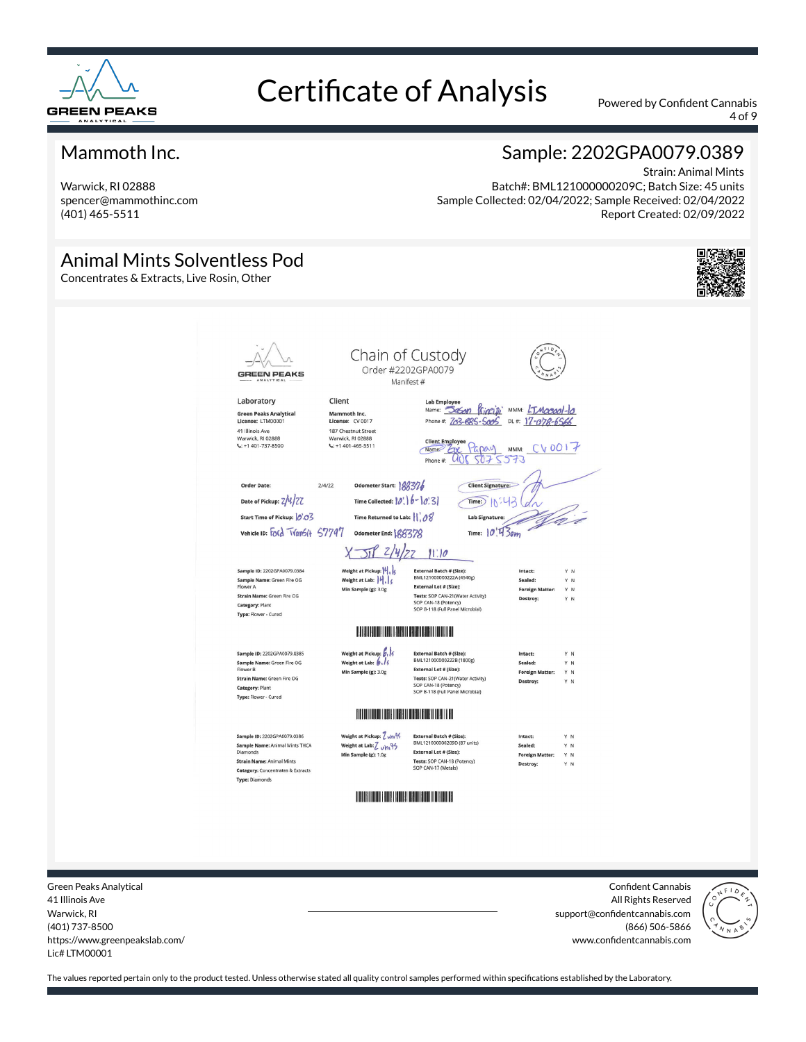# Certificate of Analysis

## Mammoth Inc.

Warwick, RI 02888
spencer@mammothinc.com
(401) 465-5511

## Sample: 2202GPA0079.0389

Strain: Animal Mints
Batch#: BML121000000209C; Batch Size: 45 units
Sample Collected: 02/04/2022; Sample Received: 02/04/2022
Report Created: 02/09/2022

## Animal Mints Solventless Pod

Concentrates & Extracts, Live Rosin, Other

### Chain of Custody

Order #2202GPA0079
Manifest #

**Laboratory**
Green Peaks Analytical
License: LTM00001
41 Illinois Ave
Warwick, RI 02888
+1 401-737-8500

**Client**
Mammoth Inc.
License: CV0017
187 Chestnut Street
Warwick, RI 02888
+1 401-465-5511

**Lab Employee**
Name: Jason Principi MMM: LTM00001-10
Phone #: 203-685-5005 DL #: 17-078-6566

**Client Employee**
Name: Zac Papay MMM: CV0017
Phone #: 408 507 5573

Order Date: 2/4/22
Date of Pickup: 2/4/22
Start Time of Pickup: 10:03
Vehicle ID: Ford Transit 57747

Odometer Start: 188376
Time Collected: 10:16-10:31
Time Returned to Lab: 11:08
Odometer End: 188378

Client Signature:
Time: 10:43am
Lab Signature:
Time: 10:43am

X JP 2/4/22 11:10

| Sample | Weights | External Batch / Tests | Condition |
|---|---|---|---|
| Sample ID: 2202GPA0079.0384<br>Sample Name: Green Fire OG Flower A<br>Strain Name: Green Fire OG<br>Category: Plant<br>Type: Flower - Cured | Weight at Pickup: 14.1g<br>Weight at Lab: 14.1g<br>Min Sample (g): 3.0g | External Batch # (Size): BML121000000222A (4540g)<br>External Lot # (Size):<br>Tests: SOP CAN-21 (Water Activity) SOP CAN-18 (Potency) SOP B-118 (Full Panel Microbial) | Intact: Y N<br>Sealed: Y N<br>Foreign Matter: Y N<br>Destroy: Y N |
| Sample ID: 2202GPA0079.0385<br>Sample Name: Green Fire OG Flower B<br>Strain Name: Green Fire OG<br>Category: Plant<br>Type: Flower - Cured | Weight at Pickup: 6.1g<br>Weight at Lab: 6.1g<br>Min Sample (g): 3.0g | External Batch # (Size): BML121000000222B (1800g)<br>External Lot # (Size):<br>Tests: SOP CAN-21 (Water Activity) SOP CAN-18 (Potency) SOP B-118 (Full Panel Microbial) | Intact: Y N<br>Sealed: Y N<br>Foreign Matter: Y N<br>Destroy: Y N |
| Sample ID: 2202GPA0079.0386<br>Sample Name: Animal Mints THCA Diamonds<br>Strain Name: Animal Mints<br>Category: Concentrates & Extracts<br>Type: Diamonds | Weight at Pickup: 2 units<br>Weight at Lab: 2 units<br>Min Sample (g): 1.0g | External Batch # (Size): BML121000000209D (87 units)<br>External Lot # (Size):<br>Tests: SOP CAN-18 (Potency) SOP CAN-17 (Metals) | Intact: Y N<br>Sealed: Y N<br>Foreign Matter: Y N<br>Destroy: Y N |

Green Peaks Analytical
41 Illinois Ave
Warwick, RI
(401) 737-8500
https://www.greenpeakslab.com/
Lic# LTM00001

Confident Cannabis
All Rights Reserved
support@confidentcannabis.com
(866) 506-5866
www.confidentcannabis.com

The values reported pertain only to the product tested. Unless otherwise stated all quality control samples performed within specifications established by the Laboratory.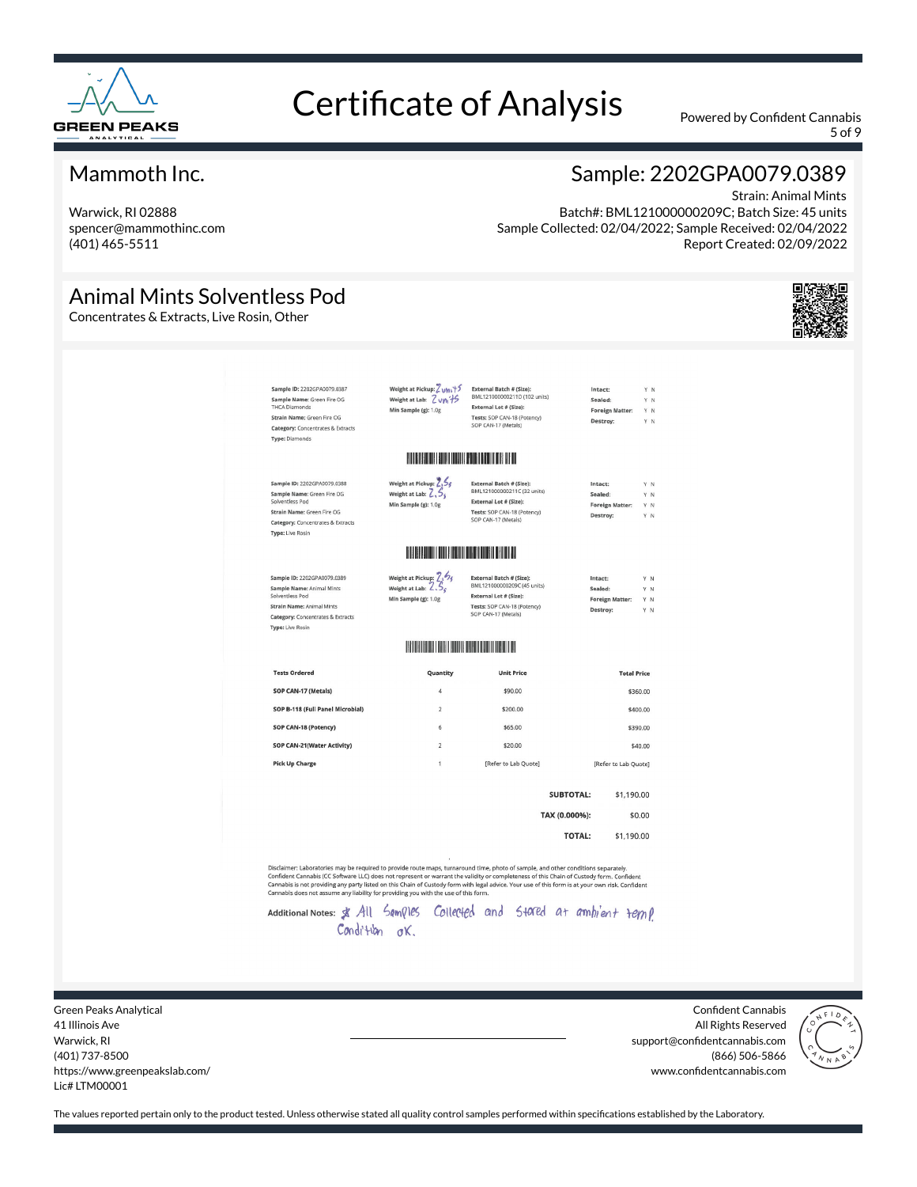# Certificate of Analysis

Powered by Confident Cannabis

## Mammoth Inc.

Warwick, RI 02888
spencer@mammothinc.com
(401) 465-5511

## Sample: 2202GPA0079.0389

Strain: Animal Mints
Batch#: BML121000000209C; Batch Size: 45 units
Sample Collected: 02/04/2022; Sample Received: 02/04/2022
Report Created: 02/09/2022

## Animal Mints Solventless Pod

Concentrates & Extracts, Live Rosin, Other

---

**Sample ID:** 2202GPA0079.0387
**Sample Name:** Green Fire OG THCA Diamonds
**Strain Name:** Green Fire OG
**Category:** Concentrates & Extracts
**Type:** Diamonds

**Weight at Pickup:** 2 units
**Weight at Lab:** 2 units
**Min Sample (g):** 1.0g

**External Batch # (Size):** BML121000000211D (102 units)
**External Lot # (Size):**
**Tests:** SOP CAN-18 (Potency) SOP CAN-17 (Metals)

**Intact:** Y N
**Sealed:** Y N
**Foreign Matter:** Y N
**Destroy:** Y N

---

**Sample ID:** 2202GPA0079.0388
**Sample Name:** Green Fire OG Solventless Pod
**Strain Name:** Green Fire OG
**Category:** Concentrates & Extracts
**Type:** Live Rosin

**Weight at Pickup:** 2.5g
**Weight at Lab:** 2.5g
**Min Sample (g):** 1.0g

**External Batch # (Size):** BML121000000211C (32 units)
**External Lot # (Size):**
**Tests:** SOP CAN-18 (Potency) SOP CAN-17 (Metals)

**Intact:** Y N
**Sealed:** Y N
**Foreign Matter:** Y N
**Destroy:** Y N

---

**Sample ID:** 2202GPA0079.0389
**Sample Name:** Animal Mints Solventless Pod
**Strain Name:** Animal Mints
**Category:** Concentrates & Extracts
**Type:** Live Rosin

**Weight at Pickup:** 2.5g
**Weight at Lab:** 2.5g
**Min Sample (g):** 1.0g

**External Batch # (Size):** BML121000000209C (45 units)
**External Lot # (Size):**
**Tests:** SOP CAN-18 (Potency) SOP CAN-17 (Metals)

**Intact:** Y N
**Sealed:** Y N
**Foreign Matter:** Y N
**Destroy:** Y N

---

| Tests Ordered | Quantity | Unit Price | Total Price |
|---|---|---|---|
| SOP CAN-17 (Metals) | 4 | $90.00 | $360.00 |
| SOP B-118 (Full Panel Microbial) | 2 | $200.00 | $400.00 |
| SOP CAN-18 (Potency) | 6 | $65.00 | $390.00 |
| SOP CAN-21(Water Activity) | 2 | $20.00 | $40.00 |
| Pick Up Charge | 1 | [Refer to Lab Quote] | [Refer to Lab Quote] |
| | | SUBTOTAL: | $1,190.00 |
| | | TAX (0.000%): | $0.00 |
| | | TOTAL: | $1,190.00 |

Disclaimer: Laboratories may be required to provide route maps, turnaround time, photo of sample, and other conditions separately. Confident Cannabis (CC Software LLC) does not represent or warrant the validity or completeness of this Chain of Custody form. Confident Cannabis is not providing any party listed on this Chain of Custody form with legal advice. Your use of this form is at your own risk. Confident Cannabis does not assume any liability for providing you with the use of this form.

**Additional Notes:** * All Samples Collected and Stored at ambient temp. Condition OK.

---

Green Peaks Analytical
41 Illinois Ave
Warwick, RI
(401) 737-8500
https://www.greenpeakslab.com/
Lic# LTM00001

Confident Cannabis
All Rights Reserved
support@confidentcannabis.com
(866) 506-5866
www.confidentcannabis.com

The values reported pertain only to the product tested. Unless otherwise stated all quality control samples performed within specifications established by the Laboratory.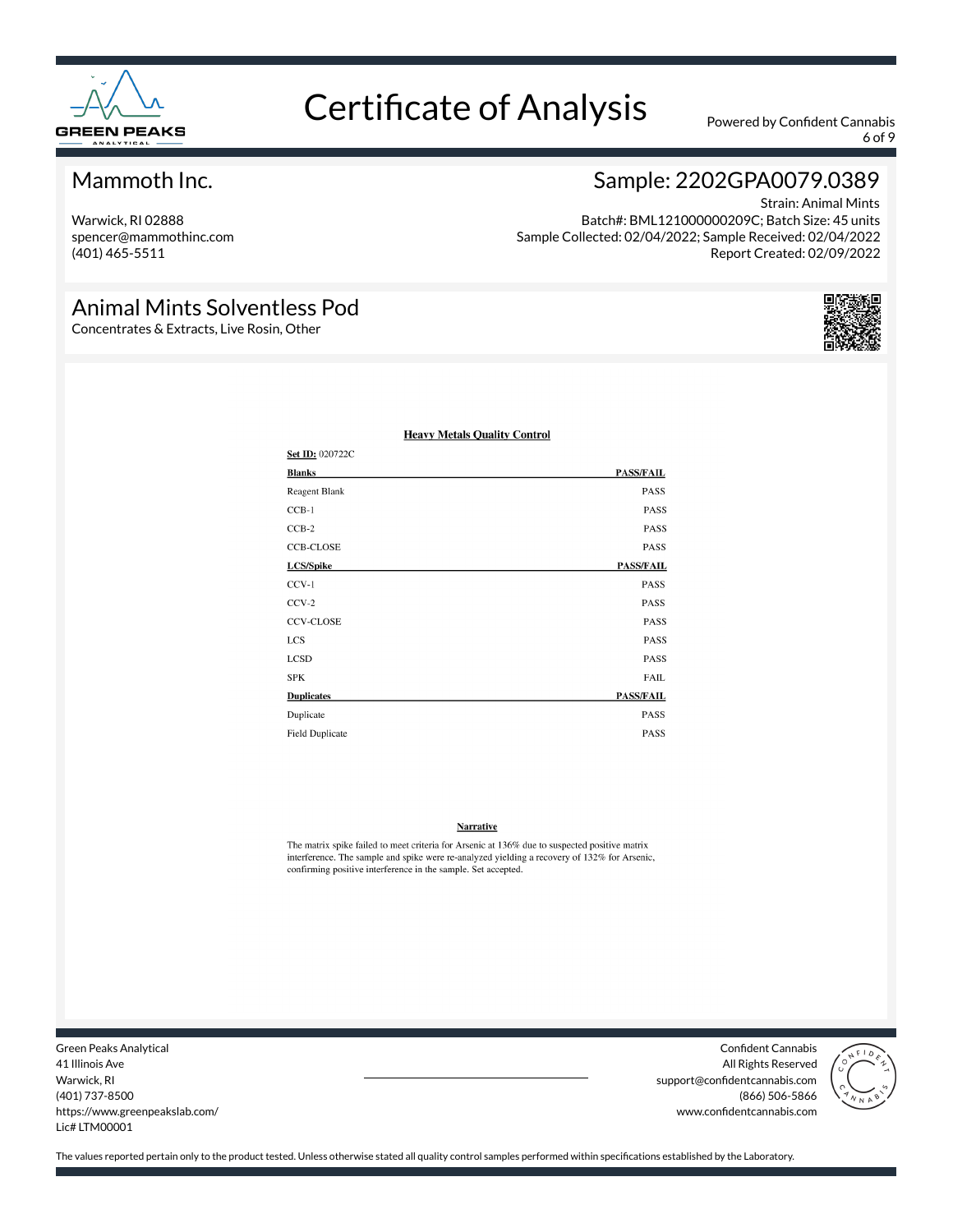# Certificate of Analysis

Powered by Confident Cannabis

## Mammoth Inc.

Warwick, RI 02888
spencer@mammothinc.com
(401) 465-5511

## Sample: 2202GPA0079.0389

Strain: Animal Mints
Batch#: BML121000000209C; Batch Size: 45 units
Sample Collected: 02/04/2022; Sample Received: 02/04/2022
Report Created: 02/09/2022

## Animal Mints Solventless Pod

Concentrates & Extracts, Live Rosin, Other

### Heavy Metals Quality Control

**Set ID:** 020722C

| Blanks | PASS/FAIL |
|---|---|
| Reagent Blank | PASS |
| CCB-1 | PASS |
| CCB-2 | PASS |
| CCB-CLOSE | PASS |
| **LCS/Spike** | **PASS/FAIL** |
| CCV-1 | PASS |
| CCV-2 | PASS |
| CCV-CLOSE | PASS |
| LCS | PASS |
| LCSD | PASS |
| SPK | FAIL |
| **Duplicates** | **PASS/FAIL** |
| Duplicate | PASS |
| Field Duplicate | PASS |

### Narrative

The matrix spike failed to meet criteria for Arsenic at 136% due to suspected positive matrix interference. The sample and spike were re-analyzed yielding a recovery of 132% for Arsenic, confirming positive interference in the sample. Set accepted.

Green Peaks Analytical
41 Illinois Ave
Warwick, RI
(401) 737-8500
https://www.greenpeakslab.com/
Lic# LTM00001

Confident Cannabis
All Rights Reserved
support@confidentcannabis.com
(866) 506-5866
www.confidentcannabis.com

The values reported pertain only to the product tested. Unless otherwise stated all quality control samples performed within specifications established by the Laboratory.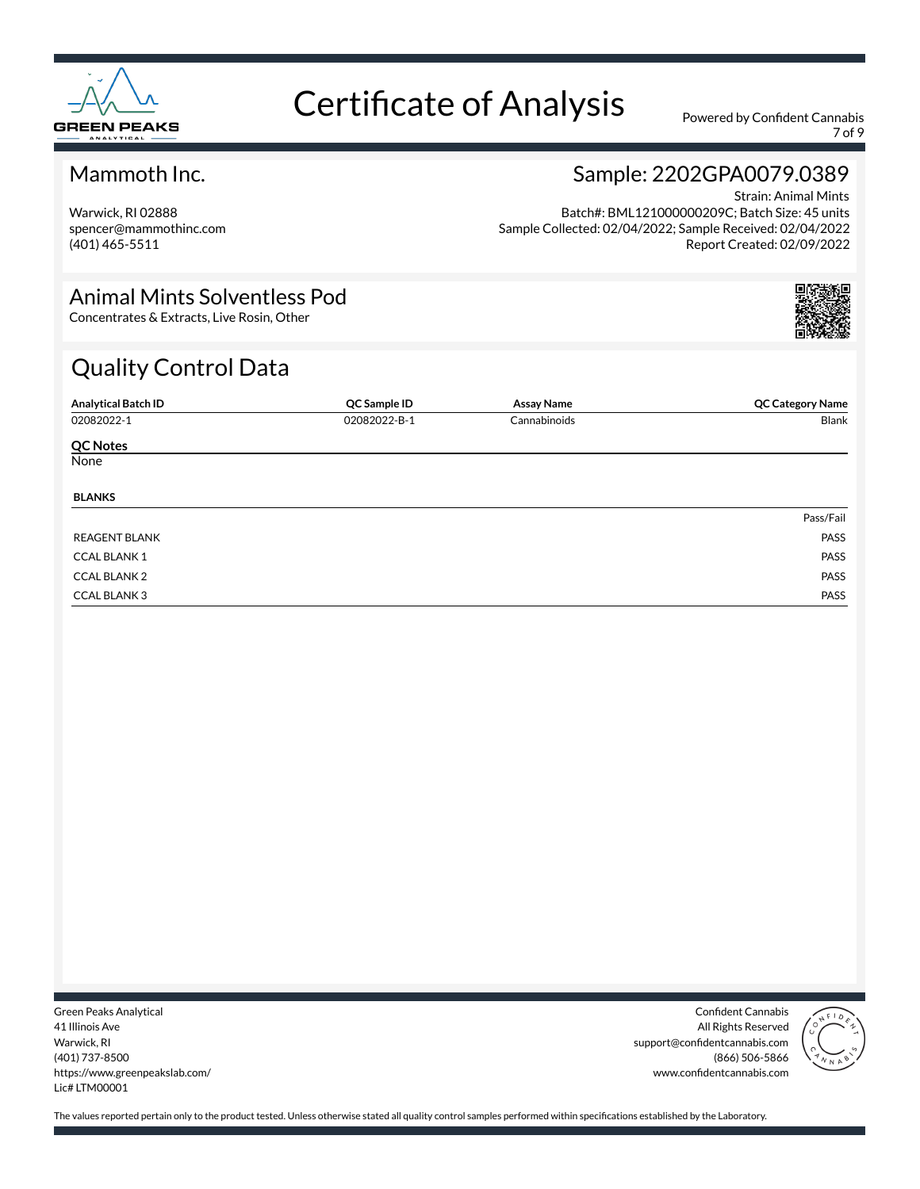# Certificate of Analysis

Powered by Confident Cannabis

## Mammoth Inc.

Warwick, RI 02888
spencer@mammothinc.com
(401) 465-5511

## Sample: 2202GPA0079.0389

Strain: Animal Mints
Batch#: BML121000000209C; Batch Size: 45 units
Sample Collected: 02/04/2022; Sample Received: 02/04/2022
Report Created: 02/09/2022

## Animal Mints Solventless Pod

Concentrates & Extracts, Live Rosin, Other

## Quality Control Data

| Analytical Batch ID | QC Sample ID | Assay Name | QC Category Name |
|---|---|---|---|
| 02082022-1 | 02082022-B-1 | Cannabinoids | Blank |

**QC Notes**

None

**BLANKS**

| | Pass/Fail |
|---|---|
| REAGENT BLANK | PASS |
| CCAL BLANK 1 | PASS |
| CCAL BLANK 2 | PASS |
| CCAL BLANK 3 | PASS |

Green Peaks Analytical
41 Illinois Ave
Warwick, RI
(401) 737-8500
https://www.greenpeakslab.com/
Lic# LTM00001

Confident Cannabis
All Rights Reserved
support@confidentcannabis.com
(866) 506-5866
www.confidentcannabis.com

The values reported pertain only to the product tested. Unless otherwise stated all quality control samples performed within specifications established by the Laboratory.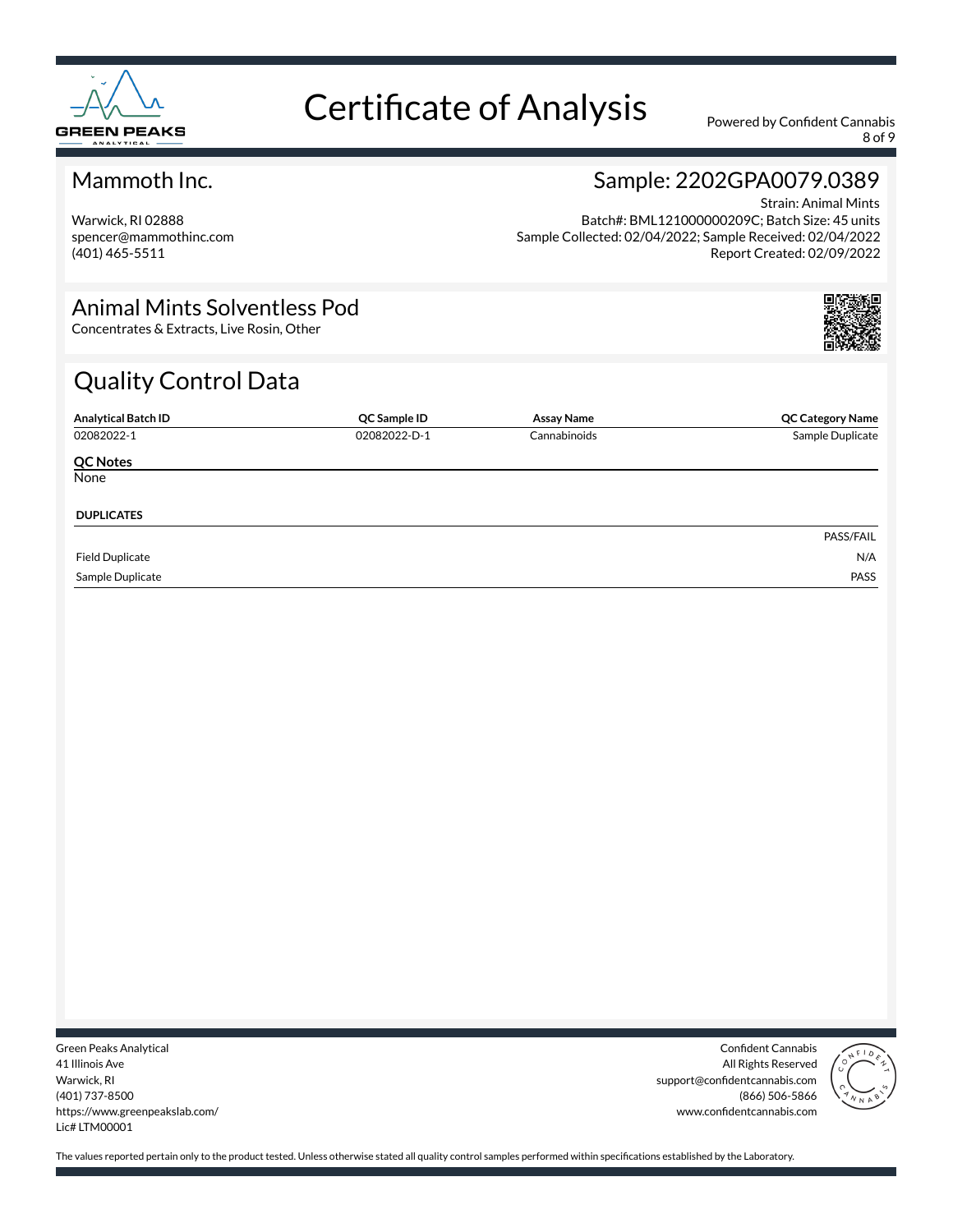# Certificate of Analysis

Powered by Confident Cannabis

## Mammoth Inc.

Warwick, RI 02888
spencer@mammothinc.com
(401) 465-5511

## Sample: 2202GPA0079.0389

Strain: Animal Mints
Batch#: BML121000000209C; Batch Size: 45 units
Sample Collected: 02/04/2022; Sample Received: 02/04/2022
Report Created: 02/09/2022

## Animal Mints Solventless Pod

Concentrates & Extracts, Live Rosin, Other

## Quality Control Data

| Analytical Batch ID | QC Sample ID | Assay Name | QC Category Name |
|---|---|---|---|
| 02082022-1 | 02082022-D-1 | Cannabinoids | Sample Duplicate |

**QC Notes**

None

**DUPLICATES**

| | PASS/FAIL |
|---|---|
| Field Duplicate | N/A |
| Sample Duplicate | PASS |

Green Peaks Analytical
41 Illinois Ave
Warwick, RI
(401) 737-8500
https://www.greenpeakslab.com/
Lic# LTM00001

Confident Cannabis
All Rights Reserved
support@confidentcannabis.com
(866) 506-5866
www.confidentcannabis.com

The values reported pertain only to the product tested. Unless otherwise stated all quality control samples performed within specifications established by the Laboratory.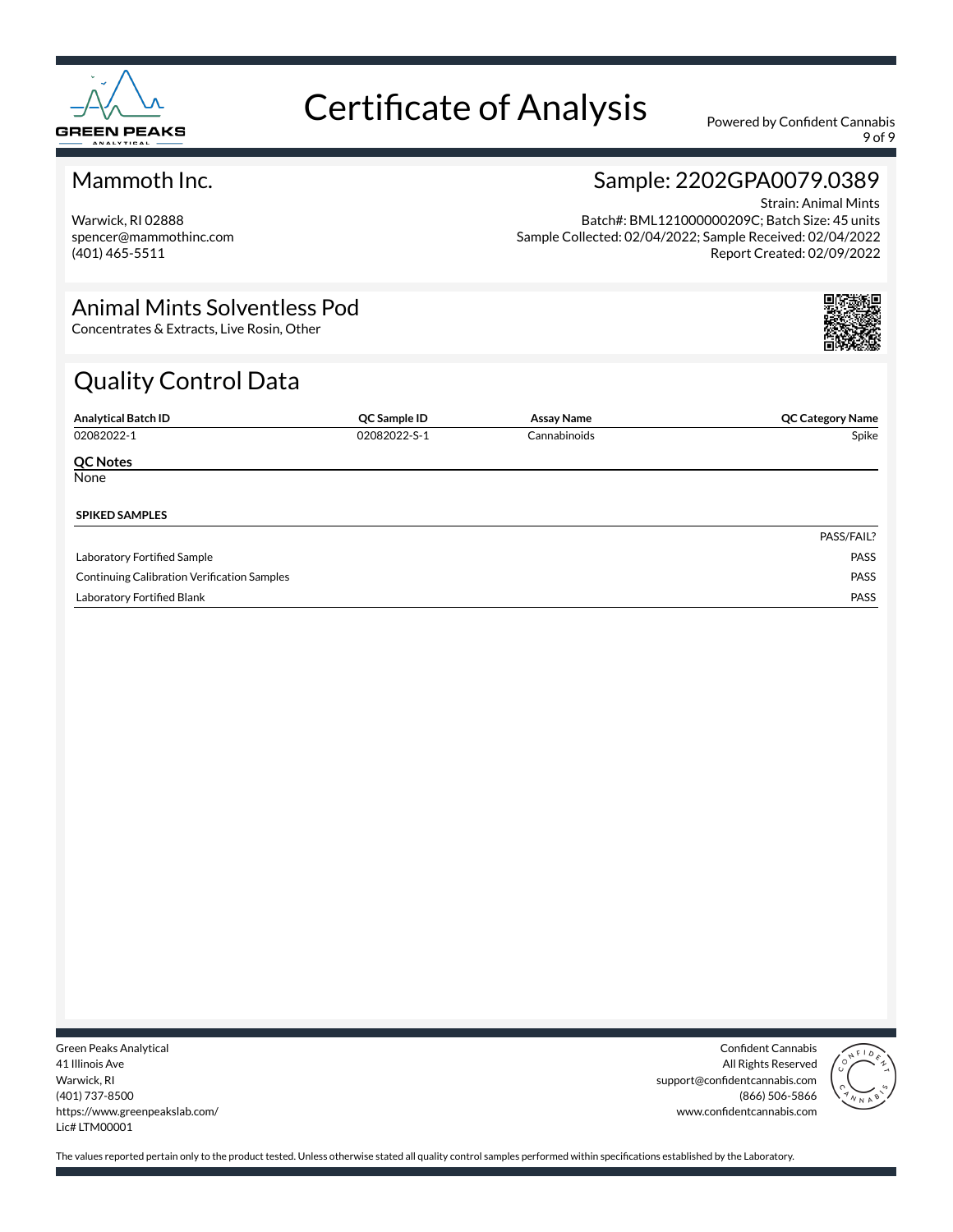# Certificate of Analysis

Powered by Confident Cannabis

## Mammoth Inc.

Warwick, RI 02888
spencer@mammothinc.com
(401) 465-5511

## Sample: 2202GPA0079.0389

Strain: Animal Mints
Batch#: BML121000000209C; Batch Size: 45 units
Sample Collected: 02/04/2022; Sample Received: 02/04/2022
Report Created: 02/09/2022

## Animal Mints Solventless Pod

Concentrates & Extracts, Live Rosin, Other

## Quality Control Data

| Analytical Batch ID | QC Sample ID | Assay Name | QC Category Name |
|---|---|---|---|
| 02082022-1 | 02082022-S-1 | Cannabinoids | Spike |

**QC Notes**

None

**SPIKED SAMPLES**

| | PASS/FAIL? |
|---|---|
| Laboratory Fortified Sample | PASS |
| Continuing Calibration Verification Samples | PASS |
| Laboratory Fortified Blank | PASS |

Green Peaks Analytical
41 Illinois Ave
Warwick, RI
(401) 737-8500
https://www.greenpeakslab.com/
Lic# LTM00001

Confident Cannabis
All Rights Reserved
support@confidentcannabis.com
(866) 506-5866
www.confidentcannabis.com

The values reported pertain only to the product tested. Unless otherwise stated all quality control samples performed within specifications established by the Laboratory.